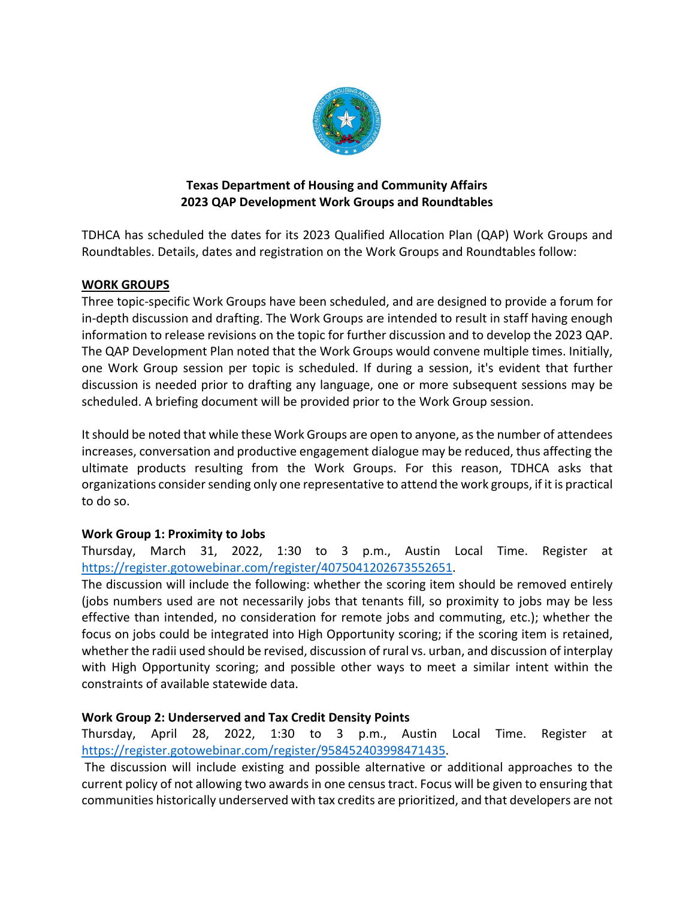**Texas Department of Housing and Community Affairs**
**2023 QAP Development Work Groups and Roundtables**

TDHCA has scheduled the dates for its 2023 Qualified Allocation Plan (QAP) Work Groups and Roundtables. Details, dates and registration on the Work Groups and Roundtables follow:

## WORK GROUPS

Three topic-specific Work Groups have been scheduled, and are designed to provide a forum for in-depth discussion and drafting. The Work Groups are intended to result in staff having enough information to release revisions on the topic for further discussion and to develop the 2023 QAP. The QAP Development Plan noted that the Work Groups would convene multiple times. Initially, one Work Group session per topic is scheduled. If during a session, it's evident that further discussion is needed prior to drafting any language, one or more subsequent sessions may be scheduled. A briefing document will be provided prior to the Work Group session.

It should be noted that while these Work Groups are open to anyone, as the number of attendees increases, conversation and productive engagement dialogue may be reduced, thus affecting the ultimate products resulting from the Work Groups. For this reason, TDHCA asks that organizations consider sending only one representative to attend the work groups, if it is practical to do so.

### Work Group 1: Proximity to Jobs

Thursday, March 31, 2022, 1:30 to 3 p.m., Austin Local Time. Register at https://register.gotowebinar.com/register/4075041202673552651.

The discussion will include the following: whether the scoring item should be removed entirely (jobs numbers used are not necessarily jobs that tenants fill, so proximity to jobs may be less effective than intended, no consideration for remote jobs and commuting, etc.); whether the focus on jobs could be integrated into High Opportunity scoring; if the scoring item is retained, whether the radii used should be revised, discussion of rural vs. urban, and discussion of interplay with High Opportunity scoring; and possible other ways to meet a similar intent within the constraints of available statewide data.

### Work Group 2: Underserved and Tax Credit Density Points

Thursday, April 28, 2022, 1:30 to 3 p.m., Austin Local Time. Register at https://register.gotowebinar.com/register/958452403998471435.

The discussion will include existing and possible alternative or additional approaches to the current policy of not allowing two awards in one census tract. Focus will be given to ensuring that communities historically underserved with tax credits are prioritized, and that developers are not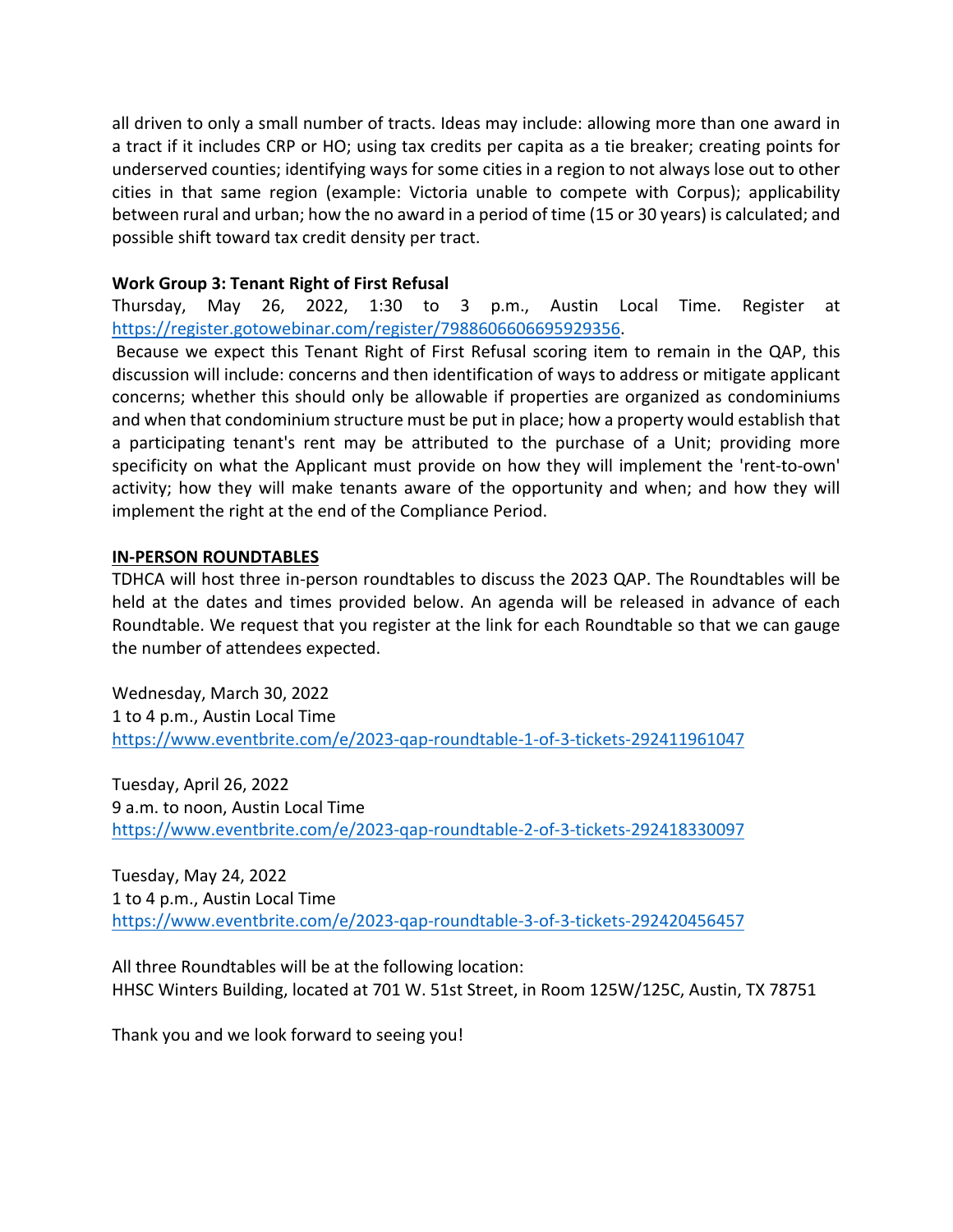all driven to only a small number of tracts. Ideas may include: allowing more than one award in a tract if it includes CRP or HO; using tax credits per capita as a tie breaker; creating points for underserved counties; identifying ways for some cities in a region to not always lose out to other cities in that same region (example: Victoria unable to compete with Corpus); applicability between rural and urban; how the no award in a period of time (15 or 30 years) is calculated; and possible shift toward tax credit density per tract.

**Work Group 3: Tenant Right of First Refusal**
Thursday, May 26, 2022, 1:30 to 3 p.m., Austin Local Time. Register at https://register.gotowebinar.com/register/7988606606695929356.

Because we expect this Tenant Right of First Refusal scoring item to remain in the QAP, this discussion will include: concerns and then identification of ways to address or mitigate applicant concerns; whether this should only be allowable if properties are organized as condominiums and when that condominium structure must be put in place; how a property would establish that a participating tenant's rent may be attributed to the purchase of a Unit; providing more specificity on what the Applicant must provide on how they will implement the 'rent-to-own' activity; how they will make tenants aware of the opportunity and when; and how they will implement the right at the end of the Compliance Period.

**IN-PERSON ROUNDTABLES**

TDHCA will host three in-person roundtables to discuss the 2023 QAP. The Roundtables will be held at the dates and times provided below. An agenda will be released in advance of each Roundtable. We request that you register at the link for each Roundtable so that we can gauge the number of attendees expected.

Wednesday, March 30, 2022
1 to 4 p.m., Austin Local Time
https://www.eventbrite.com/e/2023-qap-roundtable-1-of-3-tickets-292411961047

Tuesday, April 26, 2022
9 a.m. to noon, Austin Local Time
https://www.eventbrite.com/e/2023-qap-roundtable-2-of-3-tickets-292418330097

Tuesday, May 24, 2022
1 to 4 p.m., Austin Local Time
https://www.eventbrite.com/e/2023-qap-roundtable-3-of-3-tickets-292420456457

All three Roundtables will be at the following location:
HHSC Winters Building, located at 701 W. 51st Street, in Room 125W/125C, Austin, TX 78751

Thank you and we look forward to seeing you!